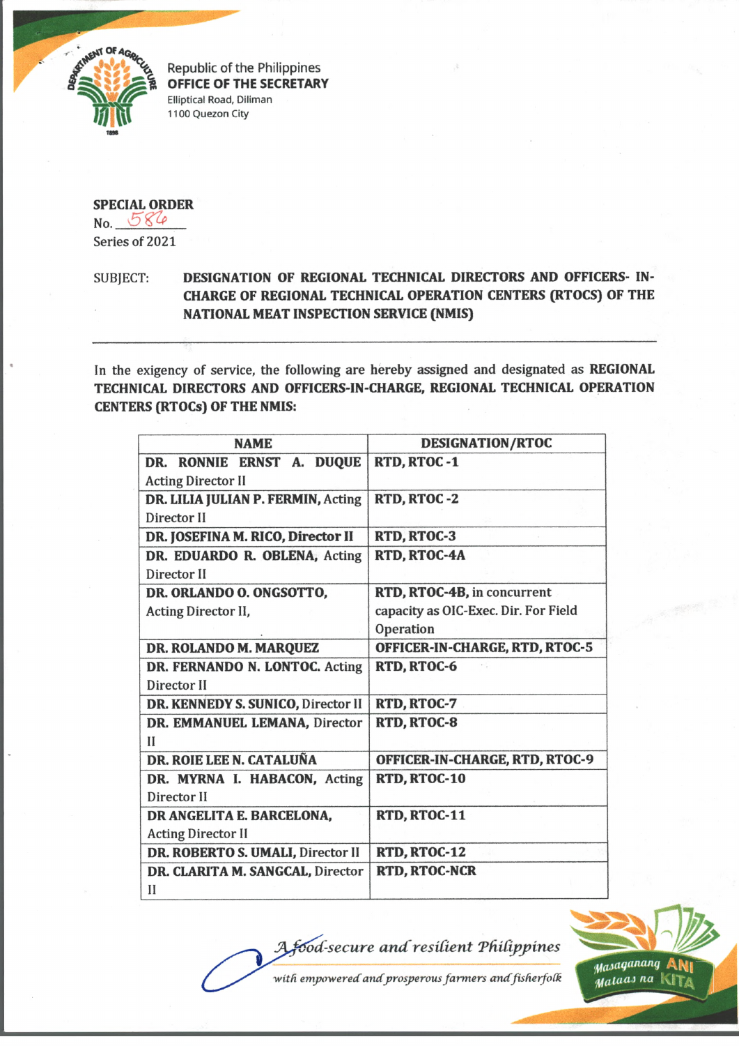Republic of the Philippines
**OFFICE OF THE SECRETARY**
Elliptical Road, Diliman
1100 Quezon City

**SPECIAL ORDER**
No. 586
Series of 2021

SUBJECT: **DESIGNATION OF REGIONAL TECHNICAL DIRECTORS AND OFFICERS- IN-CHARGE OF REGIONAL TECHNICAL OPERATION CENTERS (RTOCS) OF THE NATIONAL MEAT INSPECTION SERVICE (NMIS)**

---

In the exigency of service, the following are hereby assigned and designated as **REGIONAL TECHNICAL DIRECTORS AND OFFICERS-IN-CHARGE, REGIONAL TECHNICAL OPERATION CENTERS (RTOCs) OF THE NMIS:**

| NAME | DESIGNATION/RTOC |
|---|---|
| **DR. RONNIE ERNST A. DUQUE** Acting Director II | **RTD, RTOC -1** |
| **DR. LILIA JULIAN P. FERMIN,** Acting Director II | **RTD, RTOC -2** |
| **DR. JOSEFINA M. RICO, Director II** | **RTD, RTOC-3** |
| **DR. EDUARDO R. OBLENA,** Acting Director II | **RTD, RTOC-4A** |
| **DR. ORLANDO O. ONGSOTTO,** Acting Director II, | **RTD, RTOC-4B,** in concurrent capacity as OIC-Exec. Dir. For Field Operation |
| **DR. ROLANDO M. MARQUEZ** | **OFFICER-IN-CHARGE, RTD, RTOC-5** |
| **DR. FERNANDO N. LONTOC.** Acting Director II | **RTD, RTOC-6** |
| **DR. KENNEDY S. SUNICO,** Director II | **RTD, RTOC-7** |
| **DR. EMMANUEL LEMANA,** Director II | **RTD, RTOC-8** |
| **DR. ROIE LEE N. CATALUÑA** | **OFFICER-IN-CHARGE, RTD, RTOC-9** |
| **DR. MYRNA I. HABACON,** Acting Director II | **RTD, RTOC-10** |
| **DR ANGELITA E. BARCELONA,** Acting Director II | **RTD, RTOC-11** |
| **DR. ROBERTO S. UMALI,** Director II | **RTD, RTOC-12** |
| **DR. CLARITA M. SANGCAL,** Director II | **RTD, RTOC-NCR** |

*A food-secure and resilient Philippines*
*with empowered and prosperous farmers and fisherfolk*

Masaganang ANI Mataas na KITA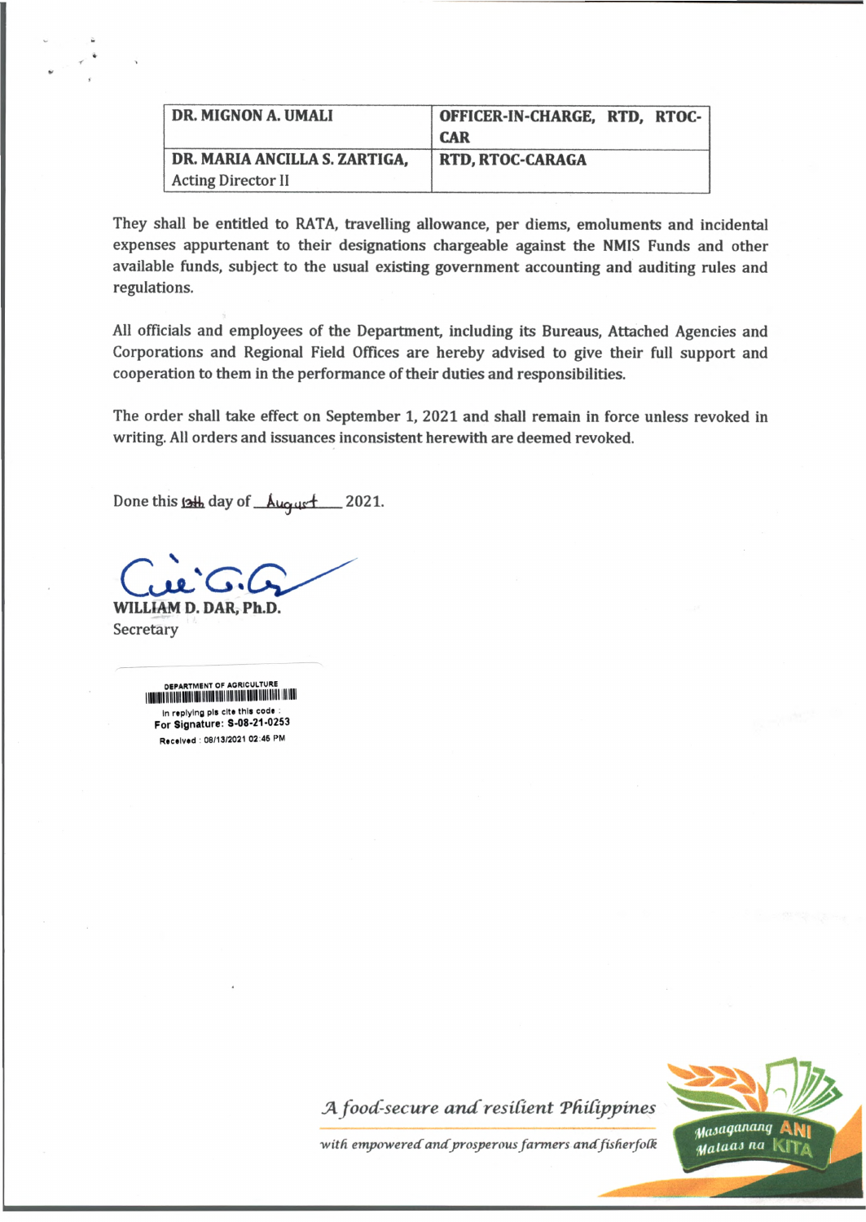| | |
|---|---|
| **DR. MIGNON A. UMALI** | **OFFICER-IN-CHARGE, RTD, RTOC-CAR** |
| **DR. MARIA ANCILLA S. ZARTIGA,** Acting Director II | **RTD, RTOC-CARAGA** |

They shall be entitled to RATA, travelling allowance, per diems, emoluments and incidental expenses appurtenant to their designations chargeable against the NMIS Funds and other available funds, subject to the usual existing government accounting and auditing rules and regulations.

All officials and employees of the Department, including its Bureaus, Attached Agencies and Corporations and Regional Field Offices are hereby advised to give their full support and cooperation to them in the performance of their duties and responsibilities.

The order shall take effect on September 1, 2021 and shall remain in force unless revoked in writing. All orders and issuances inconsistent herewith are deemed revoked.

Done this 13th day of August 2021.

**WILLIAM D. DAR, Ph.D.**
Secretary

DEPARTMENT OF AGRICULTURE
In replying pls cite this code :
For Signature: S-08-21-0253
Received : 08/13/2021 02:45 PM

*A food-secure and resilient Philippines with empowered and prosperous farmers and fisherfolk*

Masaganang ANI Mataas na KITA